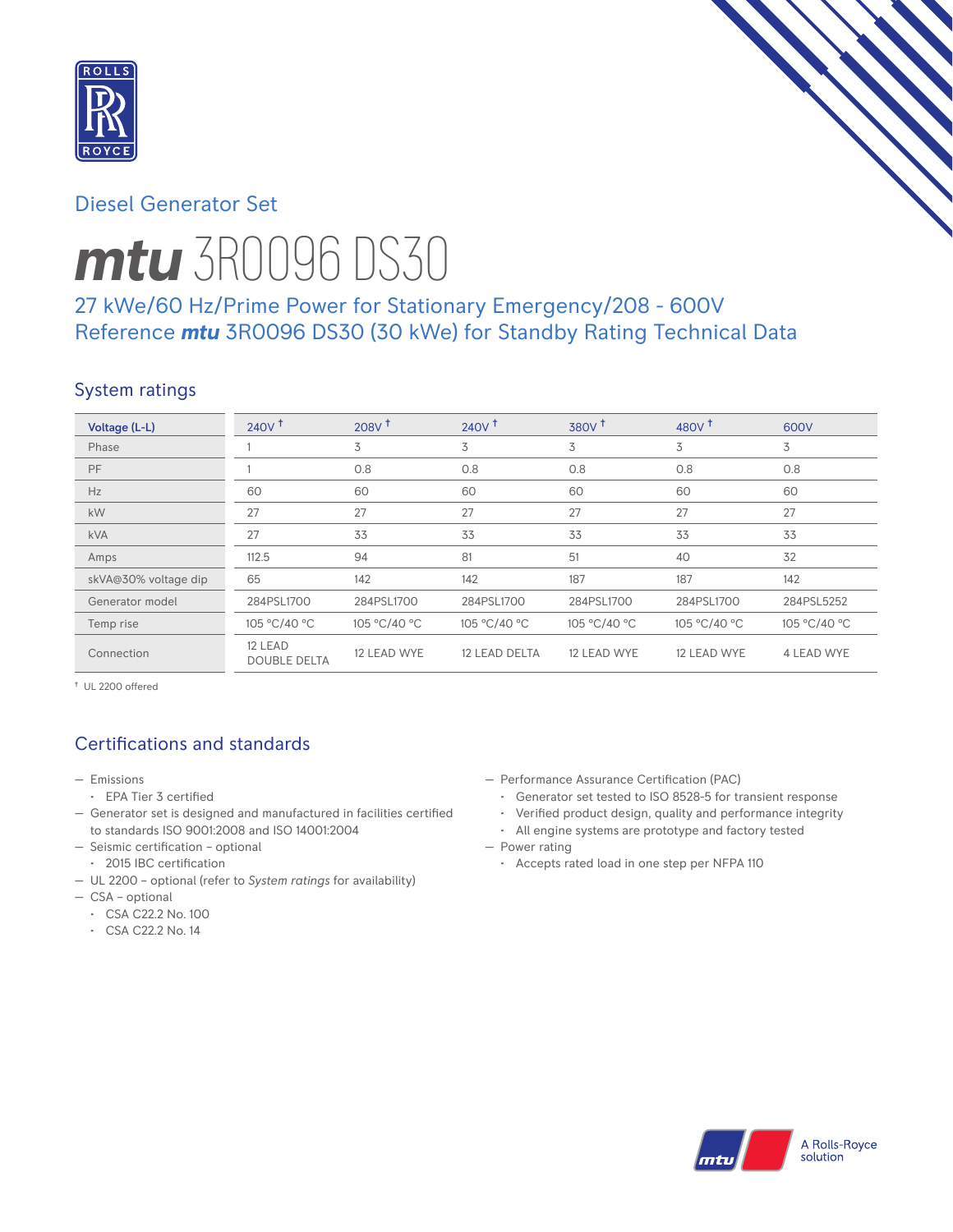# Diesel Generator Set

# *mtu* 3R0096 DS30

## 27 kWe/60 Hz/Prime Power for Stationary Emergency/208 - 600V
## Reference *mtu* 3R0096 DS30 (30 kWe) for Standby Rating Technical Data

### System ratings

| Voltage (L-L) | 240V † | 208V † | 240V † | 380V † | 480V † | 600V |
|---|---|---|---|---|---|---|
| Phase | 1 | 3 | 3 | 3 | 3 | 3 |
| PF | 1 | 0.8 | 0.8 | 0.8 | 0.8 | 0.8 |
| Hz | 60 | 60 | 60 | 60 | 60 | 60 |
| kW | 27 | 27 | 27 | 27 | 27 | 27 |
| kVA | 27 | 33 | 33 | 33 | 33 | 33 |
| Amps | 112.5 | 94 | 81 | 51 | 40 | 32 |
| skVA@30% voltage dip | 65 | 142 | 142 | 187 | 187 | 142 |
| Generator model | 284PSL1700 | 284PSL1700 | 284PSL1700 | 284PSL1700 | 284PSL1700 | 284PSL5252 |
| Temp rise | 105 °C/40 °C | 105 °C/40 °C | 105 °C/40 °C | 105 °C/40 °C | 105 °C/40 °C | 105 °C/40 °C |
| Connection | 12 LEAD DOUBLE DELTA | 12 LEAD WYE | 12 LEAD DELTA | 12 LEAD WYE | 12 LEAD WYE | 4 LEAD WYE |

† UL 2200 offered

### Certifications and standards

- Emissions
  - EPA Tier 3 certified
- Generator set is designed and manufactured in facilities certified to standards ISO 9001:2008 and ISO 14001:2004
- Seismic certification – optional
  - 2015 IBC certification
- UL 2200 – optional (refer to *System ratings* for availability)
- CSA – optional
  - CSA C22.2 No. 100
  - CSA C22.2 No. 14
- Performance Assurance Certification (PAC)
  - Generator set tested to ISO 8528-5 for transient response
  - Verified product design, quality and performance integrity
  - All engine systems are prototype and factory tested
- Power rating
  - Accepts rated load in one step per NFPA 110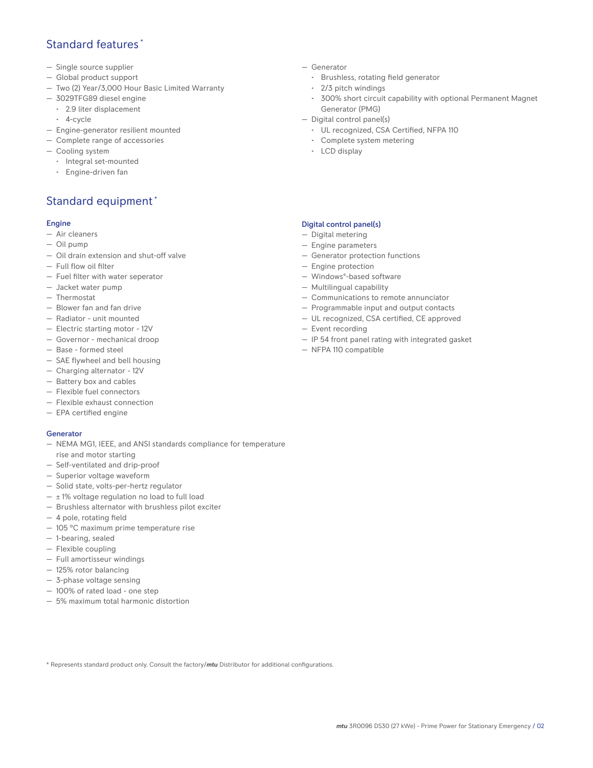## Standard features*

- Single source supplier
- Global product support
- Two (2) Year/3,000 Hour Basic Limited Warranty
- 3029TFG89 diesel engine
  - 2.9 liter displacement
  - 4-cycle
- Engine-generator resilient mounted
- Complete range of accessories
- Cooling system
  - Integral set-mounted
  - Engine-driven fan
- Generator
  - Brushless, rotating field generator
  - 2/3 pitch windings
  - 300% short circuit capability with optional Permanent Magnet Generator (PMG)
- Digital control panel(s)
  - UL recognized, CSA Certified, NFPA 110
  - Complete system metering
  - LCD display

## Standard equipment*

### Engine

- Air cleaners
- Oil pump
- Oil drain extension and shut-off valve
- Full flow oil filter
- Fuel filter with water seperator
- Jacket water pump
- Thermostat
- Blower fan and fan drive
- Radiator - unit mounted
- Electric starting motor - 12V
- Governor - mechanical droop
- Base - formed steel
- SAE flywheel and bell housing
- Charging alternator - 12V
- Battery box and cables
- Flexible fuel connectors
- Flexible exhaust connection
- EPA certified engine

### Generator

- NEMA MG1, IEEE, and ANSI standards compliance for temperature rise and motor starting
- Self-ventilated and drip-proof
- Superior voltage waveform
- Solid state, volts-per-hertz regulator
- ± 1% voltage regulation no load to full load
- Brushless alternator with brushless pilot exciter
- 4 pole, rotating field
- 105 °C maximum prime temperature rise
- 1-bearing, sealed
- Flexible coupling
- Full amortisseur windings
- 125% rotor balancing
- 3-phase voltage sensing
- 100% of rated load - one step
- 5% maximum total harmonic distortion

### Digital control panel(s)

- Digital metering
- Engine parameters
- Generator protection functions
- Engine protection
- Windows®-based software
- Multilingual capability
- Communications to remote annunciator
- Programmable input and output contacts
- UL recognized, CSA certified, CE approved
- Event recording
- IP 54 front panel rating with integrated gasket
- NFPA 110 compatible

* Represents standard product only. Consult the factory/***mtu*** Distributor for additional configurations.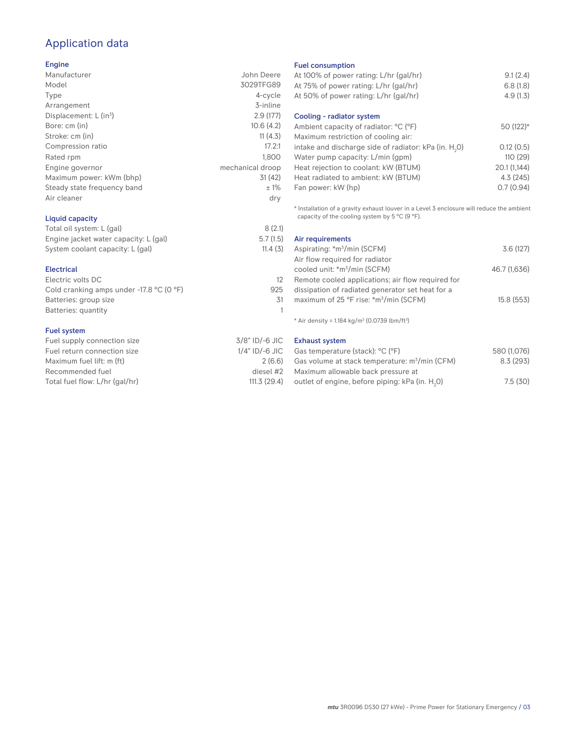# Application data

## Engine

| | |
|---|---|
| Manufacturer | John Deere |
| Model | 3029TFG89 |
| Type | 4-cycle |
| Arrangement | 3-inline |
| Displacement: L ($in^3$) | 2.9 (177) |
| Bore: cm (in) | 10.6 (4.2) |
| Stroke: cm (in) | 11 (4.3) |
| Compression ratio | 17.2:1 |
| Rated rpm | 1,800 |
| Engine governor | mechanical droop |
| Maximum power: kWm (bhp) | 31 (42) |
| Steady state frequency band | ± 1% |
| Air cleaner | dry |

## Liquid capacity

| | |
|---|---|
| Total oil system: L (gal) | 8 (2.1) |
| Engine jacket water capacity: L (gal) | 5.7 (1.5) |
| System coolant capacity: L (gal) | 11.4 (3) |

## Electrical

| | |
|---|---|
| Electric volts DC | 12 |
| Cold cranking amps under -17.8 °C (0 °F) | 925 |
| Batteries: group size | 31 |
| Batteries: quantity | 1 |

## Fuel system

| | |
|---|---|
| Fuel supply connection size | 3/8" ID/-6 JIC |
| Fuel return connection size | 1/4" ID/-6 JIC |
| Maximum fuel lift: m (ft) | 2 (6.6) |
| Recommended fuel | diesel #2 |
| Total fuel flow: L/hr (gal/hr) | 111.3 (29.4) |

## Fuel consumption

| | |
|---|---|
| At 100% of power rating: L/hr (gal/hr) | 9.1 (2.4) |
| At 75% of power rating: L/hr (gal/hr) | 6.8 (1.8) |
| At 50% of power rating: L/hr (gal/hr) | 4.9 (1.3) |

## Cooling - radiator system

| | |
|---|---|
| Ambient capacity of radiator: °C (°F) | 50 (122)* |
| Maximum restriction of cooling air: intake and discharge side of radiator: kPa (in. $H_2O$) | 0.12 (0.5) |
| Water pump capacity: L/min (gpm) | 110 (29) |
| Heat rejection to coolant: kW (BTUM) | 20.1 (1,144) |
| Heat radiated to ambient: kW (BTUM) | 4.3 (245) |
| Fan power: kW (hp) | 0.7 (0.94) |

* Installation of a gravity exhaust louver in a Level 3 enclosure will reduce the ambient capacity of the cooling system by 5 °C (9 °F).

## Air requirements

| | |
|---|---|
| Aspirating: *$m^3$/min (SCFM) | 3.6 (127) |
| Air flow required for radiator cooled unit: *$m^3$/min (SCFM) | 46.7 (1,636) |
| Remote cooled applications; air flow required for dissipation of radiated generator set heat for a maximum of 25 °F rise: *$m^3$/min (SCFM) | 15.8 (553) |

* Air density = 1.184 kg/$m^3$ (0.0739 lbm/$ft^3$)

## Exhaust system

| | |
|---|---|
| Gas temperature (stack): °C (°F) | 580 (1,076) |
| Gas volume at stack temperature: $m^3$/min (CFM) | 8.3 (293) |
| Maximum allowable back pressure at outlet of engine, before piping: kPa (in. $H_2O$) | 7.5 (30) |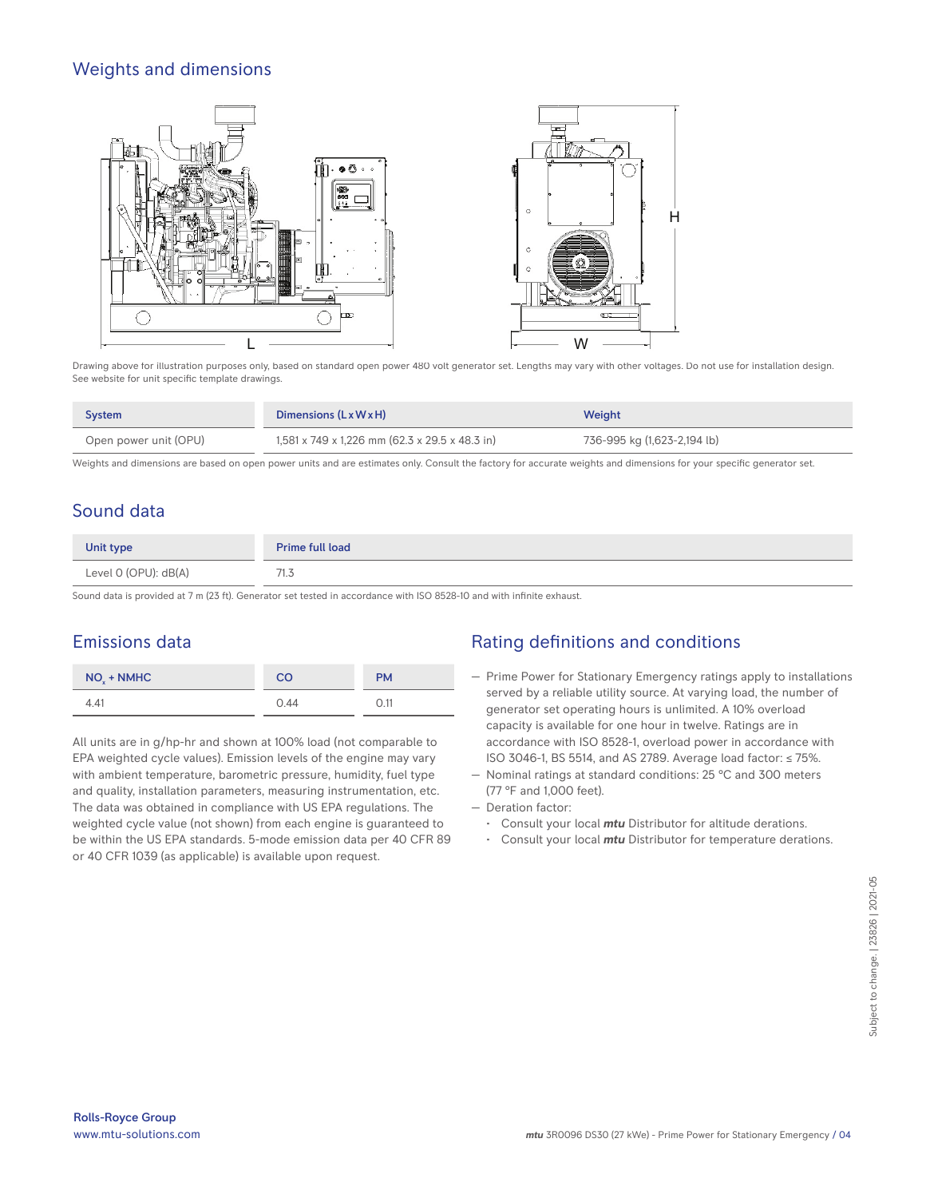## Weights and dimensions

L

W

H

Drawing above for illustration purposes only, based on standard open power 480 volt generator set. Lengths may vary with other voltages. Do not use for installation design. See website for unit specific template drawings.

| System | Dimensions (L x W x H) | Weight |
| --- | --- | --- |
| Open power unit (OPU) | 1,581 x 749 x 1,226 mm (62.3 x 29.5 x 48.3 in) | 736-995 kg (1,623-2,194 lb) |

Weights and dimensions are based on open power units and are estimates only. Consult the factory for accurate weights and dimensions for your specific generator set.

## Sound data

| Unit type | Prime full load |
| --- | --- |
| Level 0 (OPU): dB(A) | 71.3 |

Sound data is provided at 7 m (23 ft). Generator set tested in accordance with ISO 8528-10 and with infinite exhaust.

## Emissions data

| $NO_x$ + NMHC | CO | PM |
| --- | --- | --- |
| 4.41 | 0.44 | 0.11 |

All units are in g/hp-hr and shown at 100% load (not comparable to EPA weighted cycle values). Emission levels of the engine may vary with ambient temperature, barometric pressure, humidity, fuel type and quality, installation parameters, measuring instrumentation, etc. The data was obtained in compliance with US EPA regulations. The weighted cycle value (not shown) from each engine is guaranteed to be within the US EPA standards. 5-mode emission data per 40 CFR 89 or 40 CFR 1039 (as applicable) is available upon request.

## Rating definitions and conditions

- Prime Power for Stationary Emergency ratings apply to installations served by a reliable utility source. At varying load, the number of generator set operating hours is unlimited. A 10% overload capacity is available for one hour in twelve. Ratings are in accordance with ISO 8528-1, overload power in accordance with ISO 3046-1, BS 5514, and AS 2789. Average load factor: ≤ 75%.
- Nominal ratings at standard conditions: 25 °C and 300 meters (77 °F and 1,000 feet).
- Deration factor:
  - Consult your local ***mtu*** Distributor for altitude derations.
  - Consult your local ***mtu*** Distributor for temperature derations.

Subject to change. | 23826 | 2021-05

Rolls-Royce Group
www.mtu-solutions.com